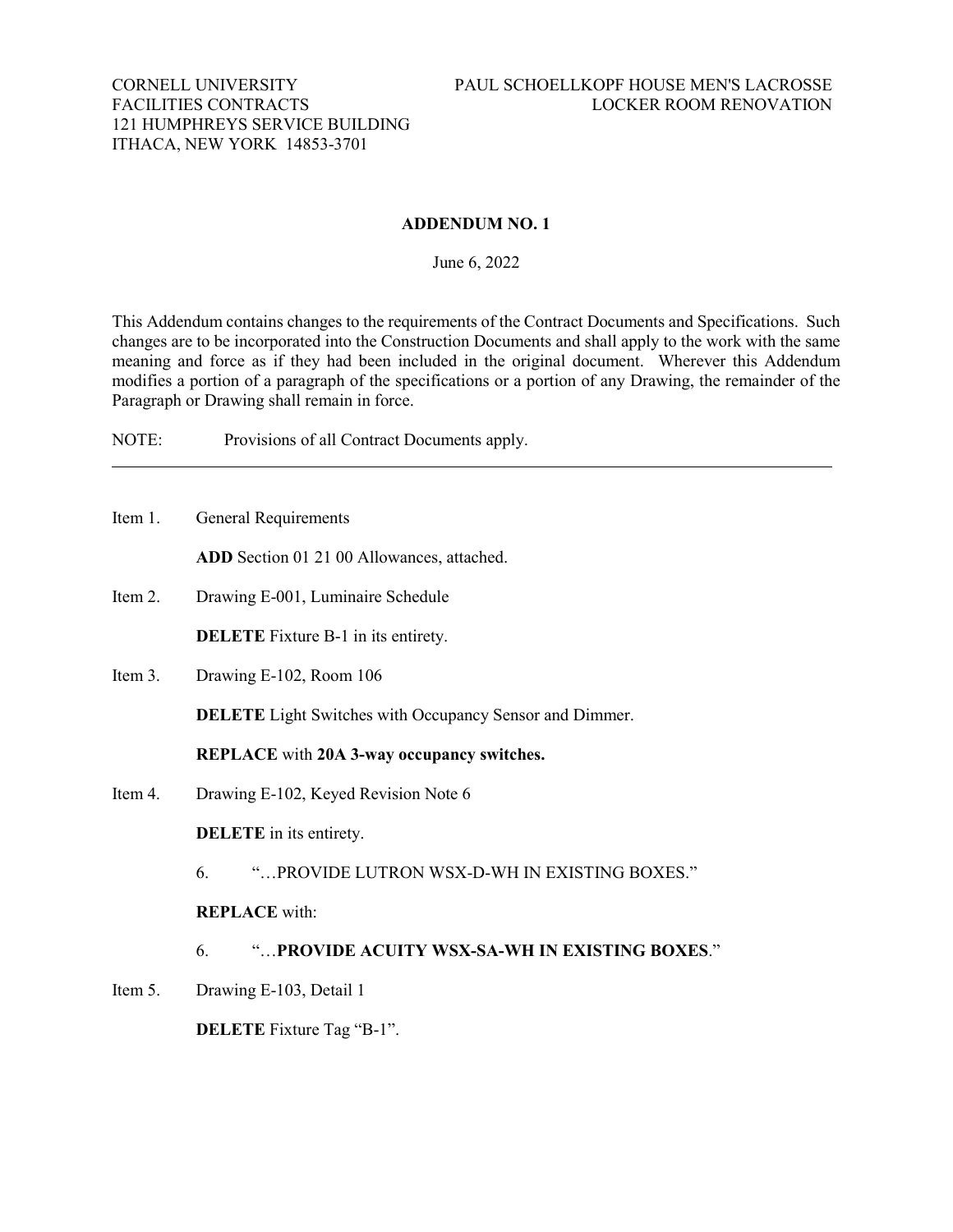CORNELL UNIVERSITY
FACILITIES CONTRACTS
121 HUMPHREYS SERVICE BUILDING
ITHACA, NEW YORK 14853-3701

PAUL SCHOELLKOPF HOUSE MEN'S LACROSSE
LOCKER ROOM RENOVATION

# ADDENDUM NO. 1

June 6, 2022

This Addendum contains changes to the requirements of the Contract Documents and Specifications. Such changes are to be incorporated into the Construction Documents and shall apply to the work with the same meaning and force as if they had been included in the original document. Wherever this Addendum modifies a portion of a paragraph of the specifications or a portion of any Drawing, the remainder of the Paragraph or Drawing shall remain in force.

NOTE: Provisions of all Contract Documents apply.

---

Item 1. General Requirements

**ADD** Section 01 21 00 Allowances, attached.

Item 2. Drawing E-001, Luminaire Schedule

**DELETE** Fixture B-1 in its entirety.

Item 3. Drawing E-102, Room 106

**DELETE** Light Switches with Occupancy Sensor and Dimmer.

**REPLACE** with **20A 3-way occupancy switches.**

Item 4. Drawing E-102, Keyed Revision Note 6

**DELETE** in its entirety.

6. "…PROVIDE LUTRON WSX-D-WH IN EXISTING BOXES."

**REPLACE** with:

6. "…**PROVIDE ACUITY WSX-SA-WH IN EXISTING BOXES**."

Item 5. Drawing E-103, Detail 1

**DELETE** Fixture Tag "B-1".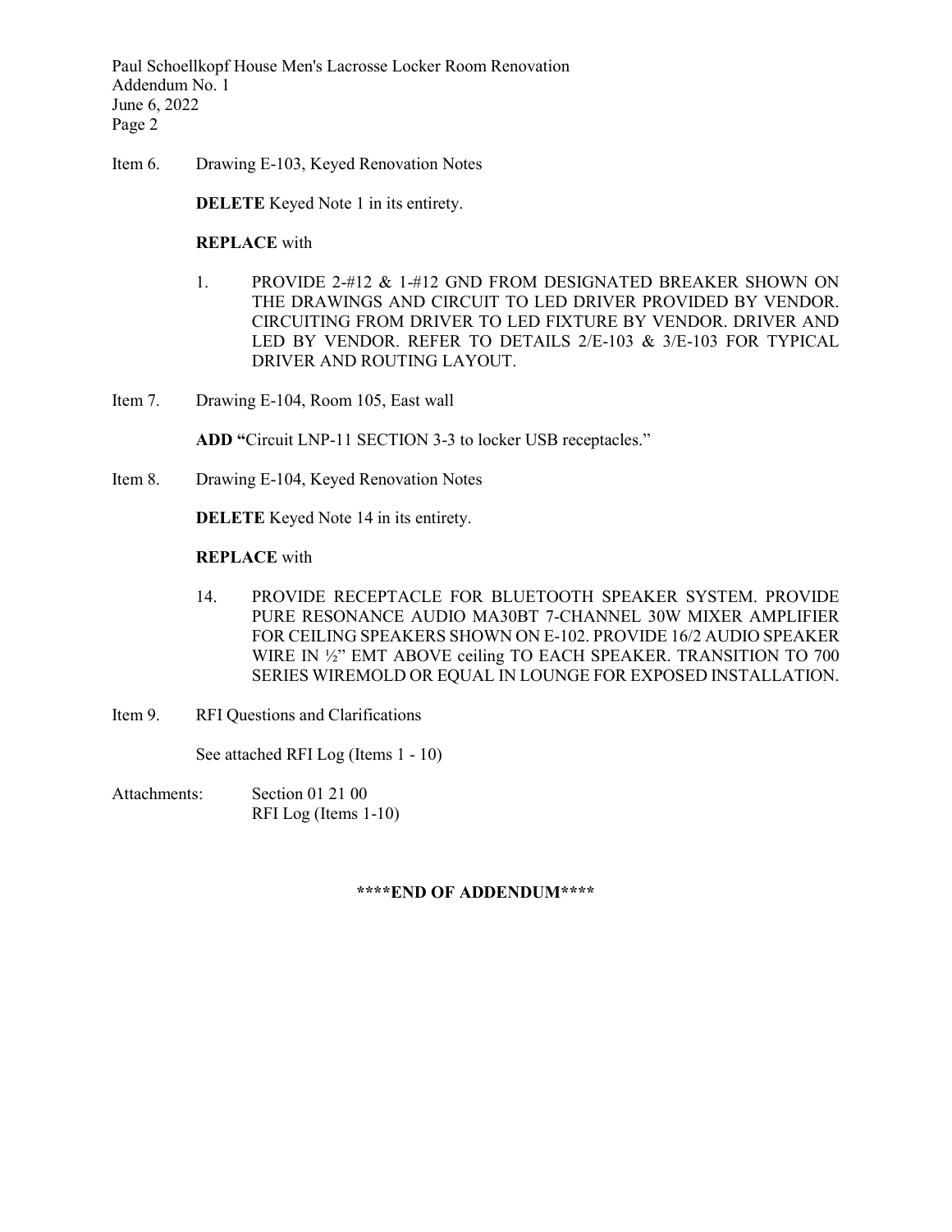Item 6. Drawing E-103, Keyed Renovation Notes

**DELETE** Keyed Note 1 in its entirety.

**REPLACE** with

1. PROVIDE 2-#12 & 1-#12 GND FROM DESIGNATED BREAKER SHOWN ON THE DRAWINGS AND CIRCUIT TO LED DRIVER PROVIDED BY VENDOR. CIRCUITING FROM DRIVER TO LED FIXTURE BY VENDOR. DRIVER AND LED BY VENDOR. REFER TO DETAILS 2/E-103 & 3/E-103 FOR TYPICAL DRIVER AND ROUTING LAYOUT.

Item 7. Drawing E-104, Room 105, East wall

**ADD "**Circuit LNP-11 SECTION 3-3 to locker USB receptacles."

Item 8. Drawing E-104, Keyed Renovation Notes

**DELETE** Keyed Note 14 in its entirety.

**REPLACE** with

14. PROVIDE RECEPTACLE FOR BLUETOOTH SPEAKER SYSTEM. PROVIDE PURE RESONANCE AUDIO MA30BT 7-CHANNEL 30W MIXER AMPLIFIER FOR CEILING SPEAKERS SHOWN ON E-102. PROVIDE 16/2 AUDIO SPEAKER WIRE IN ½" EMT ABOVE ceiling TO EACH SPEAKER. TRANSITION TO 700 SERIES WIREMOLD OR EQUAL IN LOUNGE FOR EXPOSED INSTALLATION.

Item 9. RFI Questions and Clarifications

See attached RFI Log (Items 1 - 10)

Attachments: Section 01 21 00
RFI Log (Items 1-10)

**\*\*\*\*END OF ADDENDUM\*\*\*\***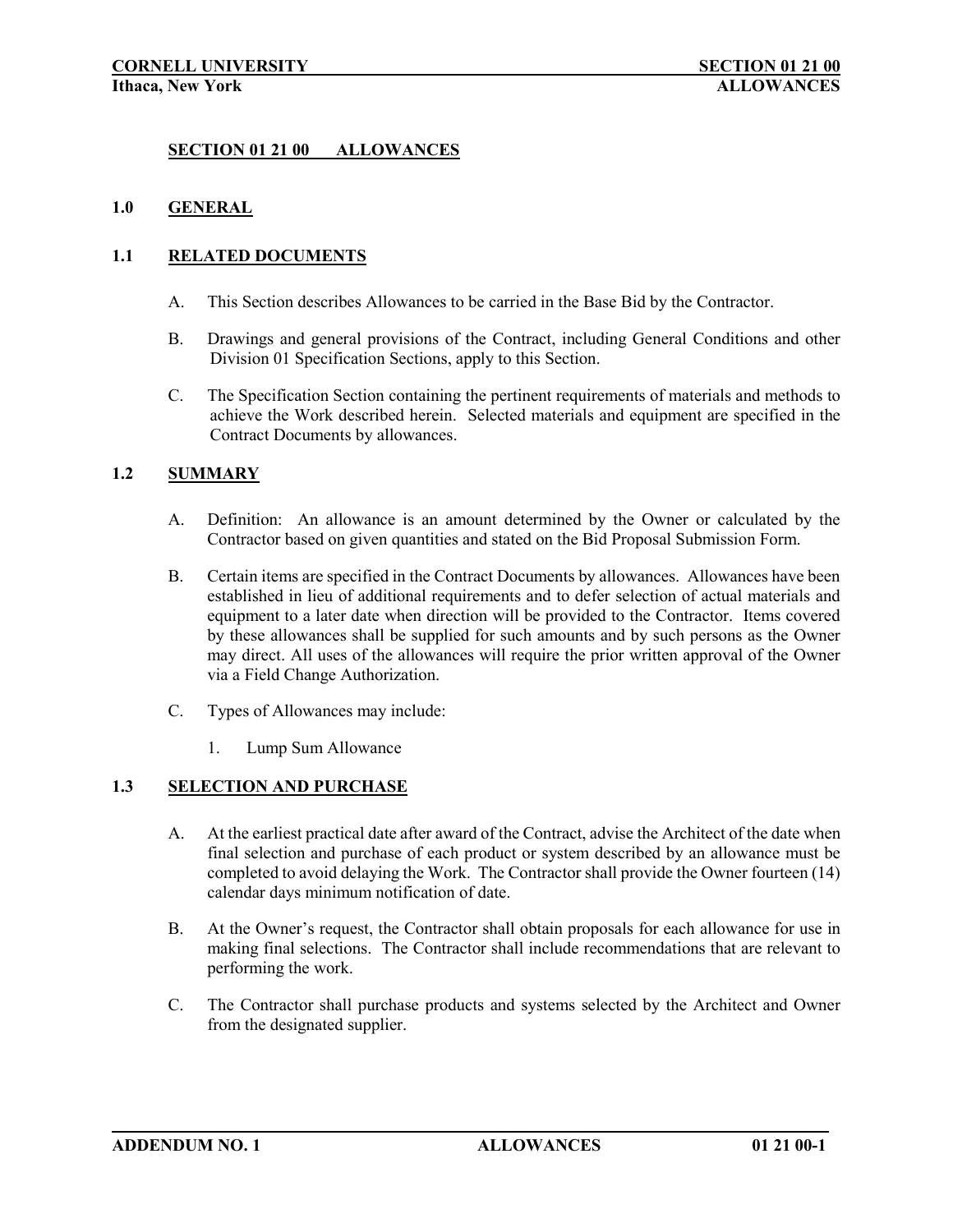# SECTION 01 21 00 ALLOWANCES

## 1.0 GENERAL

### 1.1 RELATED DOCUMENTS

A. This Section describes Allowances to be carried in the Base Bid by the Contractor.

B. Drawings and general provisions of the Contract, including General Conditions and other Division 01 Specification Sections, apply to this Section.

C. The Specification Section containing the pertinent requirements of materials and methods to achieve the Work described herein. Selected materials and equipment are specified in the Contract Documents by allowances.

### 1.2 SUMMARY

A. Definition: An allowance is an amount determined by the Owner or calculated by the Contractor based on given quantities and stated on the Bid Proposal Submission Form.

B. Certain items are specified in the Contract Documents by allowances. Allowances have been established in lieu of additional requirements and to defer selection of actual materials and equipment to a later date when direction will be provided to the Contractor. Items covered by these allowances shall be supplied for such amounts and by such persons as the Owner may direct. All uses of the allowances will require the prior written approval of the Owner via a Field Change Authorization.

C. Types of Allowances may include:

1. Lump Sum Allowance

### 1.3 SELECTION AND PURCHASE

A. At the earliest practical date after award of the Contract, advise the Architect of the date when final selection and purchase of each product or system described by an allowance must be completed to avoid delaying the Work. The Contractor shall provide the Owner fourteen (14) calendar days minimum notification of date.

B. At the Owner's request, the Contractor shall obtain proposals for each allowance for use in making final selections. The Contractor shall include recommendations that are relevant to performing the work.

C. The Contractor shall purchase products and systems selected by the Architect and Owner from the designated supplier.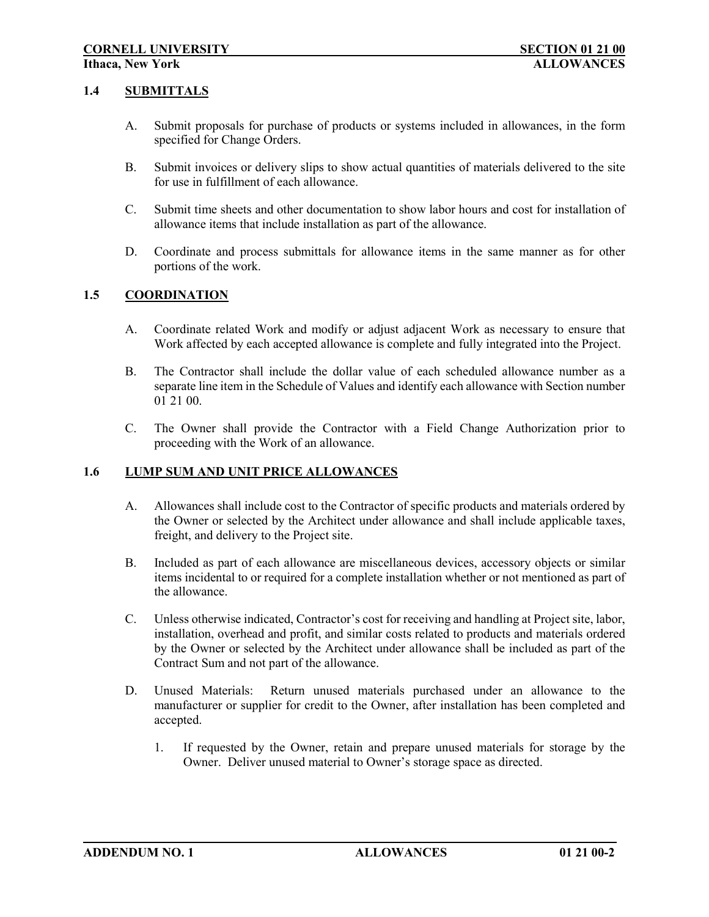## 1.4 SUBMITTALS

A. Submit proposals for purchase of products or systems included in allowances, in the form specified for Change Orders.

B. Submit invoices or delivery slips to show actual quantities of materials delivered to the site for use in fulfillment of each allowance.

C. Submit time sheets and other documentation to show labor hours and cost for installation of allowance items that include installation as part of the allowance.

D. Coordinate and process submittals for allowance items in the same manner as for other portions of the work.

## 1.5 COORDINATION

A. Coordinate related Work and modify or adjust adjacent Work as necessary to ensure that Work affected by each accepted allowance is complete and fully integrated into the Project.

B. The Contractor shall include the dollar value of each scheduled allowance number as a separate line item in the Schedule of Values and identify each allowance with Section number 01 21 00.

C. The Owner shall provide the Contractor with a Field Change Authorization prior to proceeding with the Work of an allowance.

## 1.6 LUMP SUM AND UNIT PRICE ALLOWANCES

A. Allowances shall include cost to the Contractor of specific products and materials ordered by the Owner or selected by the Architect under allowance and shall include applicable taxes, freight, and delivery to the Project site.

B. Included as part of each allowance are miscellaneous devices, accessory objects or similar items incidental to or required for a complete installation whether or not mentioned as part of the allowance.

C. Unless otherwise indicated, Contractor's cost for receiving and handling at Project site, labor, installation, overhead and profit, and similar costs related to products and materials ordered by the Owner or selected by the Architect under allowance shall be included as part of the Contract Sum and not part of the allowance.

D. Unused Materials: Return unused materials purchased under an allowance to the manufacturer or supplier for credit to the Owner, after installation has been completed and accepted.

1. If requested by the Owner, retain and prepare unused materials for storage by the Owner. Deliver unused material to Owner's storage space as directed.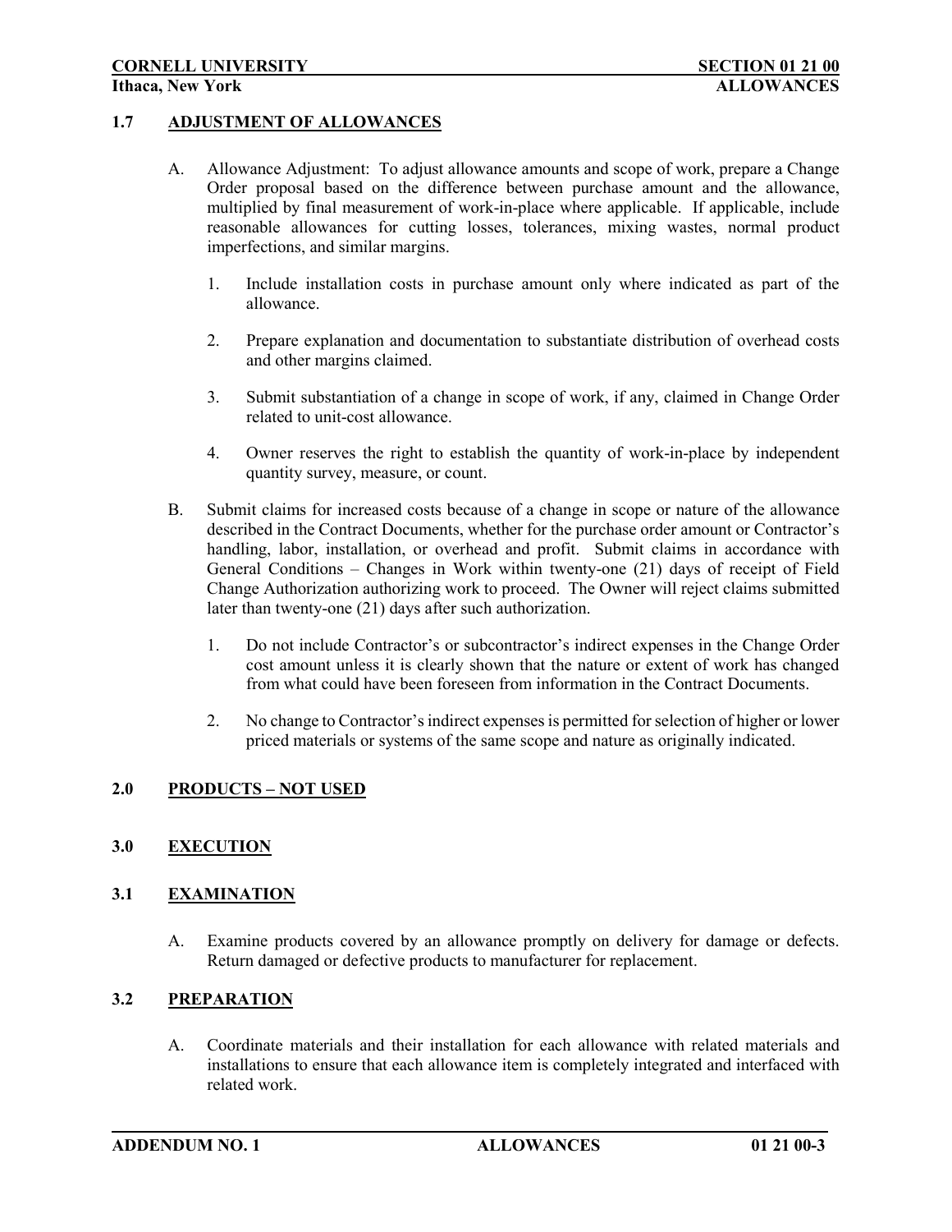## 1.7 ADJUSTMENT OF ALLOWANCES

A. Allowance Adjustment: To adjust allowance amounts and scope of work, prepare a Change Order proposal based on the difference between purchase amount and the allowance, multiplied by final measurement of work-in-place where applicable. If applicable, include reasonable allowances for cutting losses, tolerances, mixing wastes, normal product imperfections, and similar margins.

1. Include installation costs in purchase amount only where indicated as part of the allowance.
2. Prepare explanation and documentation to substantiate distribution of overhead costs and other margins claimed.
3. Submit substantiation of a change in scope of work, if any, claimed in Change Order related to unit-cost allowance.
4. Owner reserves the right to establish the quantity of work-in-place by independent quantity survey, measure, or count.

B. Submit claims for increased costs because of a change in scope or nature of the allowance described in the Contract Documents, whether for the purchase order amount or Contractor's handling, labor, installation, or overhead and profit. Submit claims in accordance with General Conditions – Changes in Work within twenty-one (21) days of receipt of Field Change Authorization authorizing work to proceed. The Owner will reject claims submitted later than twenty-one (21) days after such authorization.

1. Do not include Contractor's or subcontractor's indirect expenses in the Change Order cost amount unless it is clearly shown that the nature or extent of work has changed from what could have been foreseen from information in the Contract Documents.
2. No change to Contractor's indirect expenses is permitted for selection of higher or lower priced materials or systems of the same scope and nature as originally indicated.

## 2.0 PRODUCTS – NOT USED

## 3.0 EXECUTION

## 3.1 EXAMINATION

A. Examine products covered by an allowance promptly on delivery for damage or defects. Return damaged or defective products to manufacturer for replacement.

## 3.2 PREPARATION

A. Coordinate materials and their installation for each allowance with related materials and installations to ensure that each allowance item is completely integrated and interfaced with related work.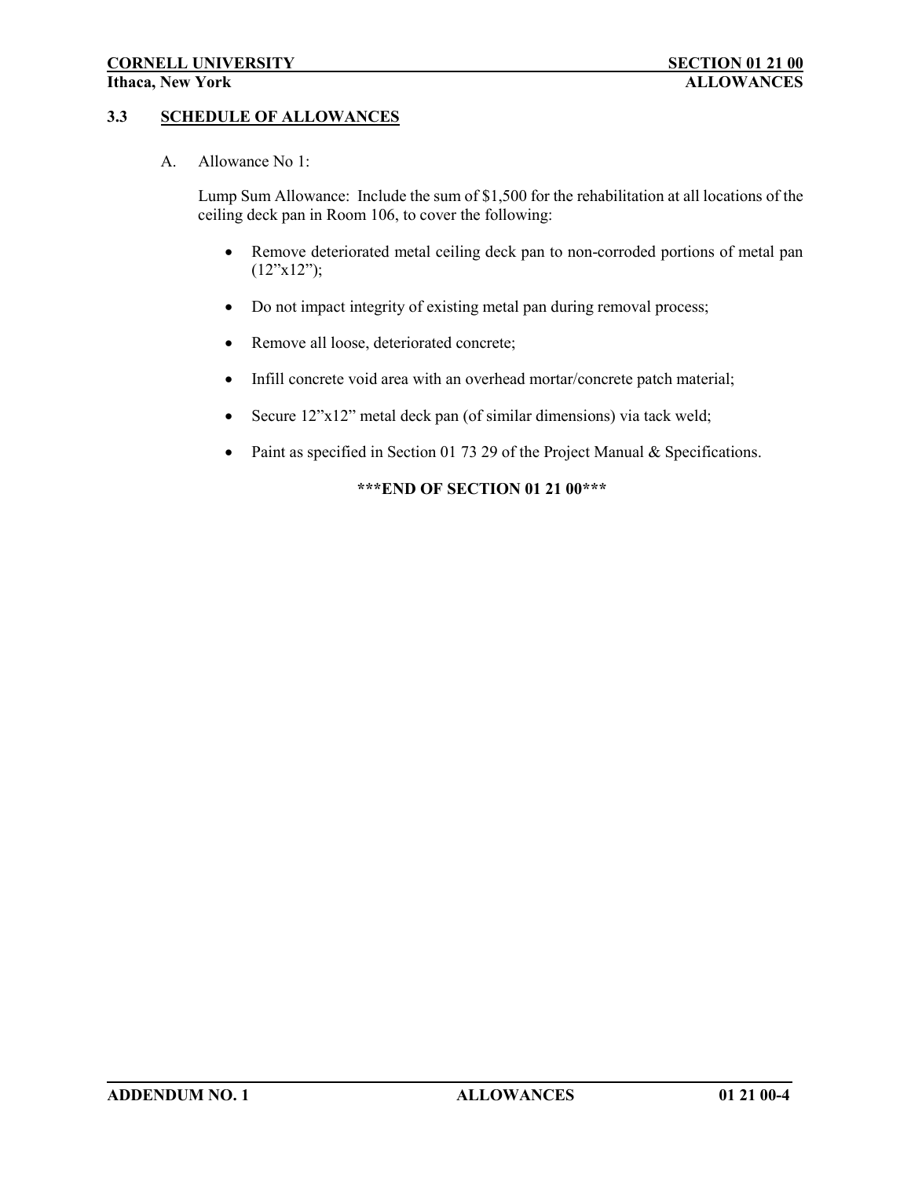### 3.3 SCHEDULE OF ALLOWANCES

A. Allowance No 1:

Lump Sum Allowance: Include the sum of $1,500 for the rehabilitation at all locations of the ceiling deck pan in Room 106, to cover the following:

- Remove deteriorated metal ceiling deck pan to non-corroded portions of metal pan (12"x12");
- Do not impact integrity of existing metal pan during removal process;
- Remove all loose, deteriorated concrete;
- Infill concrete void area with an overhead mortar/concrete patch material;
- Secure 12"x12" metal deck pan (of similar dimensions) via tack weld;
- Paint as specified in Section 01 73 29 of the Project Manual & Specifications.

**\*\*\*END OF SECTION 01 21 00\*\*\***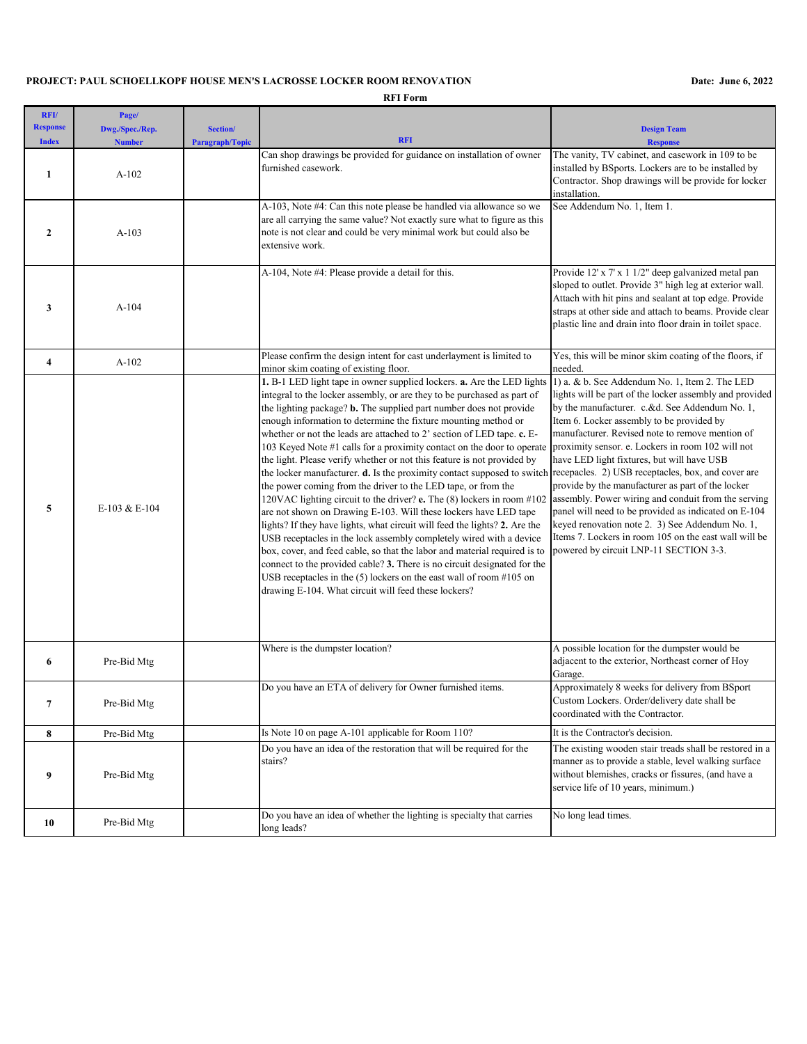**PROJECT: PAUL SCHOELLKOPF HOUSE MEN'S LACROSSE LOCKER ROOM RENOVATION** **Date: June 6, 2022**

**RFI Form**

| RFI/ Response Index | Page/ Dwg./Spec./Rep. Number | Section/ Paragraph/Topic | RFI | Design Team Response |
|---|---|---|---|---|
| 1 | A-102 | | Can shop drawings be provided for guidance on installation of owner furnished casework. | The vanity, TV cabinet, and casework in 109 to be installed by BSports. Lockers are to be installed by Contractor. Shop drawings will be provide for locker installation. |
| 2 | A-103 | | A-103, Note #4: Can this note please be handled via allowance so we are all carrying the same value? Not exactly sure what to figure as this note is not clear and could be very minimal work but could also be extensive work. | See Addendum No. 1, Item 1. |
| 3 | A-104 | | A-104, Note #4: Please provide a detail for this. | Provide 12' x 7' x 1 1/2" deep galvanized metal pan sloped to outlet. Provide 3" high leg at exterior wall. Attach with hit pins and sealant at top edge. Provide straps at other side and attach to beams. Provide clear plastic line and drain into floor drain in toilet space. |
| 4 | A-102 | | Please confirm the design intent for cast underlayment is limited to minor skim coating of existing floor. | Yes, this will be minor skim coating of the floors, if needed. |
| 5 | E-103 & E-104 | | **1.** B-1 LED light tape in owner supplied lockers. **a.** Are the LED lights integral to the locker assembly, or are they to be purchased as part of the lighting package? **b.** The supplied part number does not provide enough information to determine the fixture mounting method or whether or not the leads are attached to 2' section of LED tape. **c.** E-103 Keyed Note #1 calls for a proximity contact on the door to operate the light. Please verify whether or not this feature is not provided by the locker manufacturer. **d.** Is the proximity contact supposed to switch the power coming from the driver to the LED tape, or from the 120VAC lighting circuit to the driver? **e.** The (8) lockers in room #102 are not shown on Drawing E-103. Will these lockers have LED tape lights? If they have lights, what circuit will feed the lights? **2.** Are the USB receptacles in the lock assembly completely wired with a device box, cover, and feed cable, so that the labor and material required is to connect to the provided cable? **3.** There is no circuit designated for the USB receptacles in the (5) lockers on the east wall of room #105 on drawing E-104. What circuit will feed these lockers? | 1) a. & b. See Addendum No. 1, Item 2. The LED lights will be part of the locker assembly and provided by the manufacturer. c.&d. See Addendum No. 1, Item 6. Locker assembly to be provided by manufacturer. Revised note to remove mention of proximity sensor. e. Lockers in room 102 will not have LED light fixtures, but will have USB recepacles. 2) USB receptacles, box, and cover are provide by the manufacturer as part of the locker assembly. Power wiring and conduit from the serving panel will need to be provided as indicated on E-104 keyed renovation note 2. 3) See Addendum No. 1, Items 7. Lockers in room 105 on the east wall will be powered by circuit LNP-11 SECTION 3-3. |
| 6 | Pre-Bid Mtg | | Where is the dumpster location? | A possible location for the dumpster would be adjacent to the exterior, Northeast corner of Hoy Garage. |
| 7 | Pre-Bid Mtg | | Do you have an ETA of delivery for Owner furnished items. | Approximately 8 weeks for delivery from BSport Custom Lockers. Order/delivery date shall be coordinated with the Contractor. |
| 8 | Pre-Bid Mtg | | Is Note 10 on page A-101 applicable for Room 110? | It is the Contractor's decision. |
| 9 | Pre-Bid Mtg | | Do you have an idea of the restoration that will be required for the stairs? | The existing wooden stair treads shall be restored in a manner as to provide a stable, level walking surface without blemishes, cracks or fissures, (and have a service life of 10 years, minimum.) |
| 10 | Pre-Bid Mtg | | Do you have an idea of whether the lighting is specialty that carries long leads? | No long lead times. |